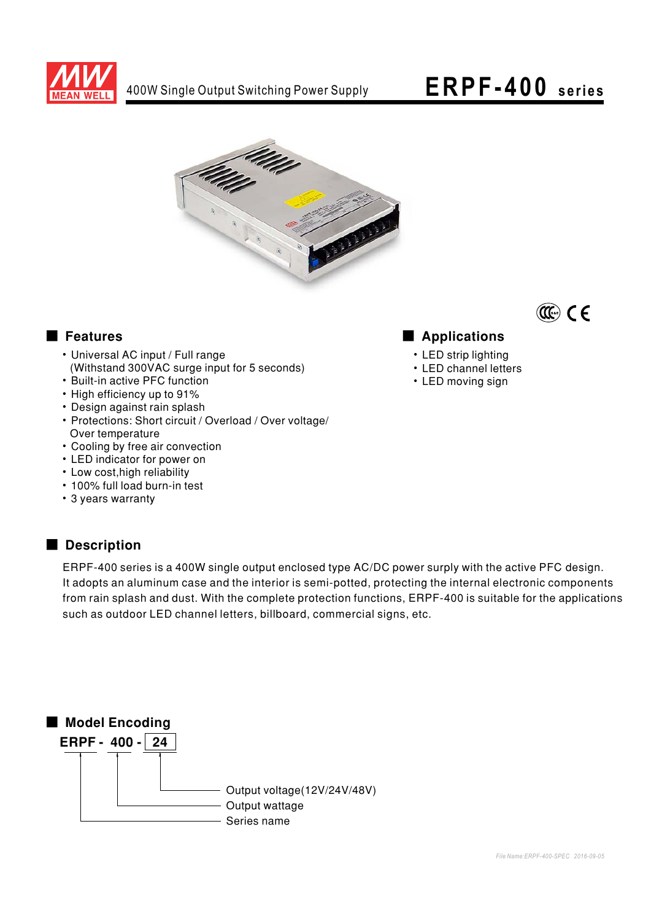# 400W Single Output Switching Power Supply

# ERPF-400 series

## Features

- Universal AC input / Full range (Withstand 300VAC surge input for 5 seconds)
- Built-in active PFC function
- High efficiency up to 91%
- Design against rain splash
- Protections: Short circuit / Overload / Over voltage/ Over temperature
- Cooling by free air convection
- LED indicator for power on
- Low cost,high reliability
- 100% full load burn-in test
- 3 years warranty

## Applications

- LED strip lighting
- LED channel letters
- LED moving sign

## Description

ERPF-400 series is a 400W single output enclosed type AC/DC power surply with the active PFC design. It adopts an aluminum case and the interior is semi-potted, protecting the internal electronic components from rain splash and dust. With the complete protection functions, ERPF-400 is suitable for the applications such as outdoor LED channel letters, billboard, commercial signs, etc.

## Model Encoding

**ERPF - 400 - 24**

- 24: Output voltage(12V/24V/48V)
- 400: Output wattage
- ERPF: Series name

File Name:ERPF-400-SPEC 2016-09-05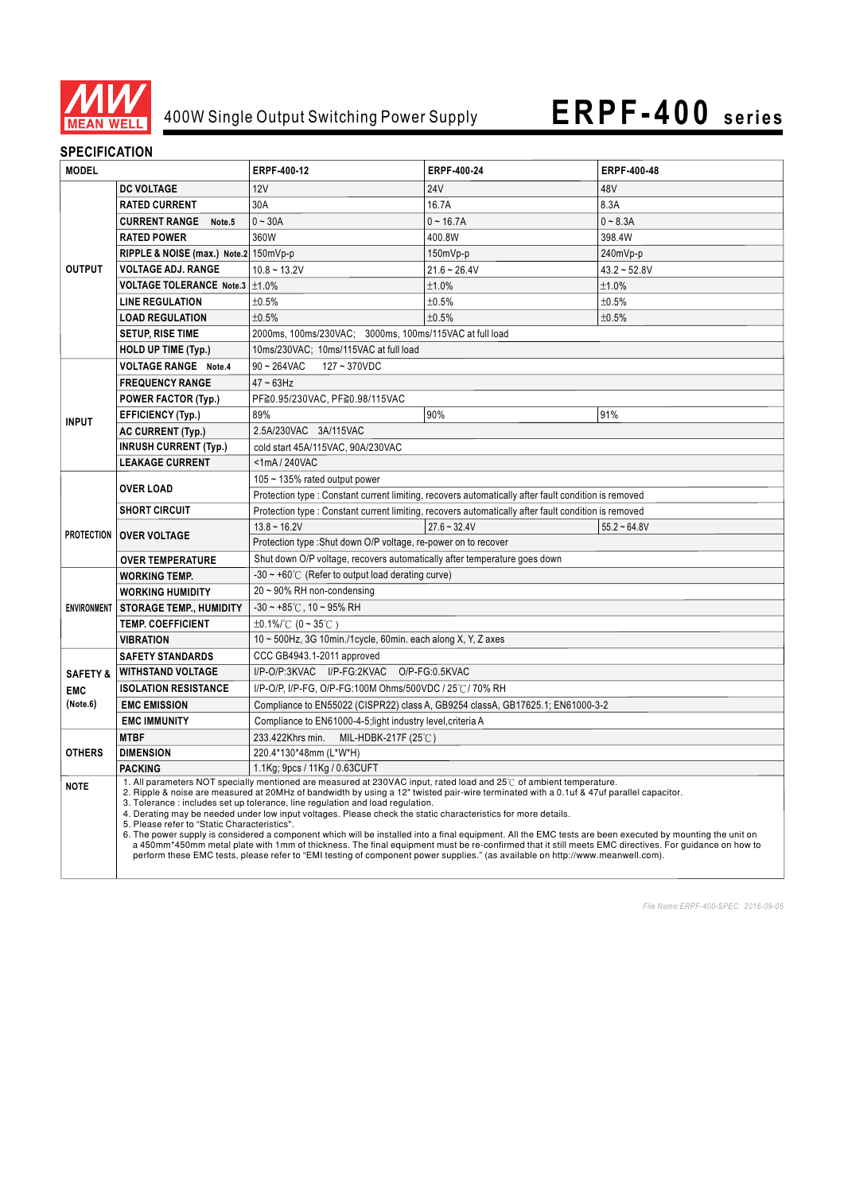# 400W Single Output Switching Power Supply

# ERPF-400 series

## SPECIFICATION

| MODEL | | ERPF-400-12 | ERPF-400-24 | ERPF-400-48 |
|---|---|---|---|---|
| OUTPUT | DC VOLTAGE | 12V | 24V | 48V |
| | RATED CURRENT | 30A | 16.7A | 8.3A |
| | CURRENT RANGE Note.5 | 0 ~ 30A | 0 ~ 16.7A | 0 ~ 8.3A |
| | RATED POWER | 360W | 400.8W | 398.4W |
| | RIPPLE & NOISE (max.) Note.2 | 150mVp-p | 150mVp-p | 240mVp-p |
| | VOLTAGE ADJ. RANGE | 10.8 ~ 13.2V | 21.6 ~ 26.4V | 43.2 ~ 52.8V |
| | VOLTAGE TOLERANCE Note.3 | ±1.0% | ±1.0% | ±1.0% |
| | LINE REGULATION | ±0.5% | ±0.5% | ±0.5% |
| | LOAD REGULATION | ±0.5% | ±0.5% | ±0.5% |
| | SETUP, RISE TIME | 2000ms, 100ms/230VAC; 3000ms, 100ms/115VAC at full load | | |
| | HOLD UP TIME (Typ.) | 10ms/230VAC; 10ms/115VAC at full load | | |
| INPUT | VOLTAGE RANGE Note.4 | 90 ~ 264VAC 127 ~ 370VDC | | |
| | FREQUENCY RANGE | 47 ~ 63Hz | | |
| | POWER FACTOR (Typ.) | PF≧0.95/230VAC, PF≧0.98/115VAC | | |
| | EFFICIENCY (Typ.) | 89% | 90% | 91% |
| | AC CURRENT (Typ.) | 2.5A/230VAC 3A/115VAC | | |
| | INRUSH CURRENT (Typ.) | cold start 45A/115VAC, 90A/230VAC | | |
| | LEAKAGE CURRENT | <1mA / 240VAC | | |
| PROTECTION | OVER LOAD | 105 ~ 135% rated output power | | |
| | | Protection type : Constant current limiting, recovers automatically after fault condition is removed | | |
| | SHORT CIRCUIT | Protection type : Constant current limiting, recovers automatically after fault condition is removed | | |
| | OVER VOLTAGE | 13.8 ~ 16.2V | 27.6 ~ 32.4V | 55.2 ~ 64.8V |
| | | Protection type :Shut down O/P voltage, re-power on to recover | | |
| | OVER TEMPERATURE | Shut down O/P voltage, recovers automatically after temperature goes down | | |
| ENVIRONMENT | WORKING TEMP. | -30 ~ +60℃ (Refer to output load derating curve) | | |
| | WORKING HUMIDITY | 20 ~ 90% RH non-condensing | | |
| | STORAGE TEMP., HUMIDITY | -30 ~ +85℃, 10 ~ 95% RH | | |
| | TEMP. COEFFICIENT | ±0.1%/℃ (0 ~ 35℃) | | |
| | VIBRATION | 10 ~ 500Hz, 3G 10min./1cycle, 60min. each along X, Y, Z axes | | |
| SAFETY & EMC (Note.6) | SAFETY STANDARDS | CCC GB4943.1-2011 approved | | |
| | WITHSTAND VOLTAGE | I/P-O/P:3KVAC I/P-FG:2KVAC O/P-FG:0.5KVAC | | |
| | ISOLATION RESISTANCE | I/P-O/P, I/P-FG, O/P-FG:100M Ohms/500VDC / 25℃/ 70% RH | | |
| | EMC EMISSION | Compliance to EN55022 (CISPR22) class A, GB9254 classA, GB17625.1; EN61000-3-2 | | |
| | EMC IMMUNITY | Compliance to EN61000-4-5;light industry level,criteria A | | |
| OTHERS | MTBF | 233.422Khrs min. MIL-HDBK-217F (25℃) | | |
| | DIMENSION | 220.4*130*48mm (L*W*H) | | |
| | PACKING | 1.1Kg; 9pcs / 11Kg / 0.63CUFT | | |

**NOTE**

1. All parameters NOT specially mentioned are measured at 230VAC input, rated load and 25℃ of ambient temperature.
2. Ripple & noise are measured at 20MHz of bandwidth by using a 12" twisted pair-wire terminated with a 0.1uf & 47uf parallel capacitor.
3. Tolerance : includes set up tolerance, line regulation and load regulation.
4. Derating may be needed under low input voltages. Please check the static characteristics for more details.
5. Please refer to "Static Characteristics".
6. The power supply is considered a component which will be installed into a final equipment. All the EMC tests are been executed by mounting the unit on a 450mm*450mm metal plate with 1mm of thickness. The final equipment must be re-confirmed that it still meets EMC directives. For guidance on how to perform these EMC tests, please refer to "EMI testing of component power supplies." (as available on http://www.meanwell.com).

File Name:ERPF-400-SPEC 2016-09-05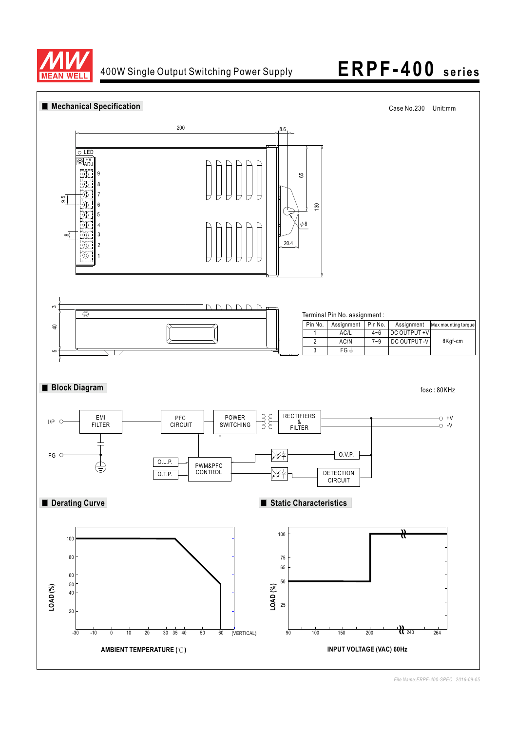# ERPF-400 series

400W Single Output Switching Power Supply

## Mechanical Specification

Case No.230 Unit:mm

Terminal Pin No. assignment :

| Pin No. | Assignment | Pin No. | Assignment | Max mounting torque |
|---|---|---|---|---|
| 1 | AC/L | 4~6 | DC OUTPUT +V | 8Kgf-cm |
| 2 | AC/N | 7~9 | DC OUTPUT -V | |
| 3 | FG ⏚ | | | |

## Block Diagram

fosc : 80KHz

## Derating Curve

AMBIENT TEMPERATURE (℃)

## Static Characteristics

INPUT VOLTAGE (VAC) 60Hz

*File Name:ERPF-400-SPEC 2016-09-05*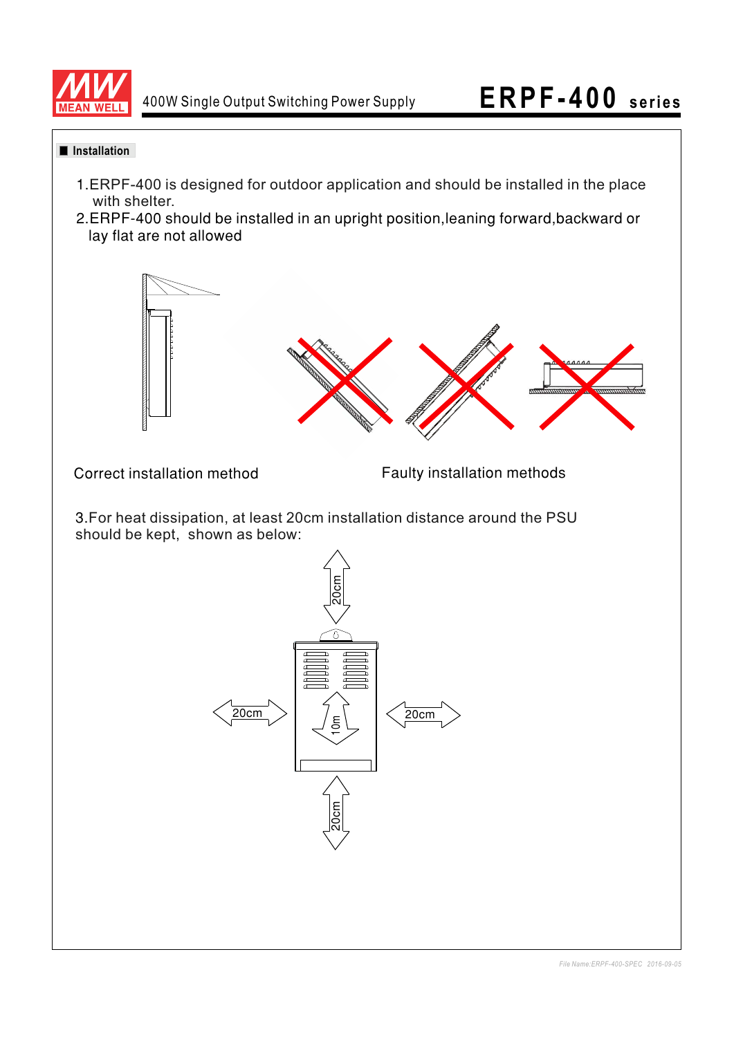## Installation

1. ERPF-400 is designed for outdoor application and should be installed in the place with shelter.
2. ERPF-400 should be installed in an upright position,leaning forward,backward or lay flat are not allowed

Correct installation method

Faulty installation methods

3. For heat dissipation, at least 20cm installation distance around the PSU should be kept, shown as below:

20cm

20cm

20cm

10m

20cm